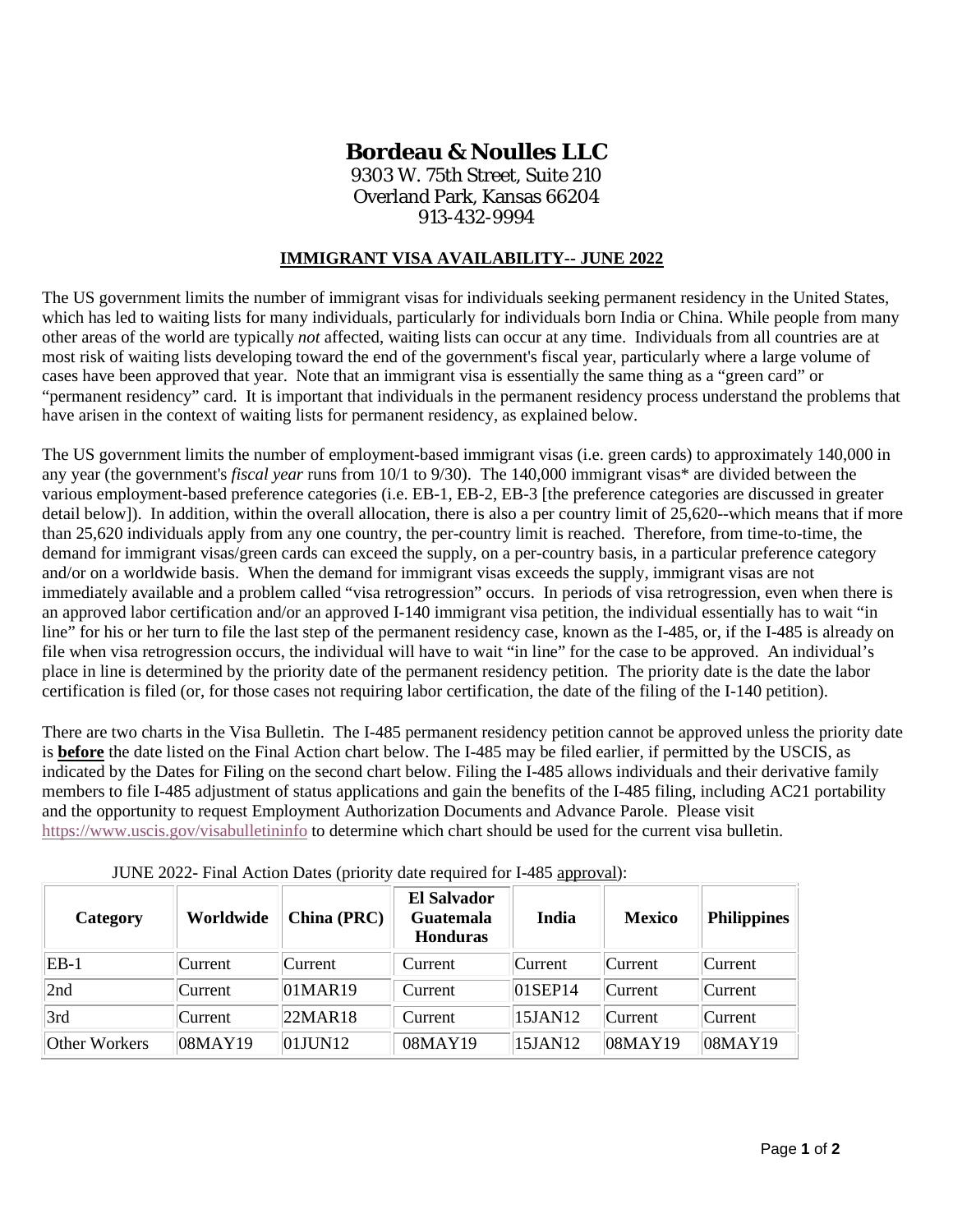# Bordeau & Noulles LLC

9303 W. 75th Street, Suite 210
Overland Park, Kansas 66204
913-432-9994

## IMMIGRANT VISA AVAILABILITY-- JUNE 2022

The US government limits the number of immigrant visas for individuals seeking permanent residency in the United States, which has led to waiting lists for many individuals, particularly for individuals born India or China. While people from many other areas of the world are typically *not* affected, waiting lists can occur at any time. Individuals from all countries are at most risk of waiting lists developing toward the end of the government's fiscal year, particularly where a large volume of cases have been approved that year. Note that an immigrant visa is essentially the same thing as a "green card" or "permanent residency" card. It is important that individuals in the permanent residency process understand the problems that have arisen in the context of waiting lists for permanent residency, as explained below.

The US government limits the number of employment-based immigrant visas (i.e. green cards) to approximately 140,000 in any year (the government's *fiscal year* runs from 10/1 to 9/30). The 140,000 immigrant visas* are divided between the various employment-based preference categories (i.e. EB-1, EB-2, EB-3 [the preference categories are discussed in greater detail below]). In addition, within the overall allocation, there is also a per country limit of 25,620--which means that if more than 25,620 individuals apply from any one country, the per-country limit is reached. Therefore, from time-to-time, the demand for immigrant visas/green cards can exceed the supply, on a per-country basis, in a particular preference category and/or on a worldwide basis. When the demand for immigrant visas exceeds the supply, immigrant visas are not immediately available and a problem called "visa retrogression" occurs. In periods of visa retrogression, even when there is an approved labor certification and/or an approved I-140 immigrant visa petition, the individual essentially has to wait "in line" for his or her turn to file the last step of the permanent residency case, known as the I-485, or, if the I-485 is already on file when visa retrogression occurs, the individual will have to wait "in line" for the case to be approved. An individual's place in line is determined by the priority date of the permanent residency petition. The priority date is the date the labor certification is filed (or, for those cases not requiring labor certification, the date of the filing of the I-140 petition).

There are two charts in the Visa Bulletin. The I-485 permanent residency petition cannot be approved unless the priority date is **before** the date listed on the Final Action chart below. The I-485 may be filed earlier, if permitted by the USCIS, as indicated by the Dates for Filing on the second chart below. Filing the I-485 allows individuals and their derivative family members to file I-485 adjustment of status applications and gain the benefits of the I-485 filing, including AC21 portability and the opportunity to request Employment Authorization Documents and Advance Parole. Please visit https://www.uscis.gov/visabulletininfo to determine which chart should be used for the current visa bulletin.

JUNE 2022- Final Action Dates (priority date required for I-485 approval):

| Category | Worldwide | China (PRC) | El Salvador Guatemala Honduras | India | Mexico | Philippines |
|---|---|---|---|---|---|---|
| EB-1 | Current | Current | Current | Current | Current | Current |
| 2nd | Current | 01MAR19 | Current | 01SEP14 | Current | Current |
| 3rd | Current | 22MAR18 | Current | 15JAN12 | Current | Current |
| Other Workers | 08MAY19 | 01JUN12 | 08MAY19 | 15JAN12 | 08MAY19 | 08MAY19 |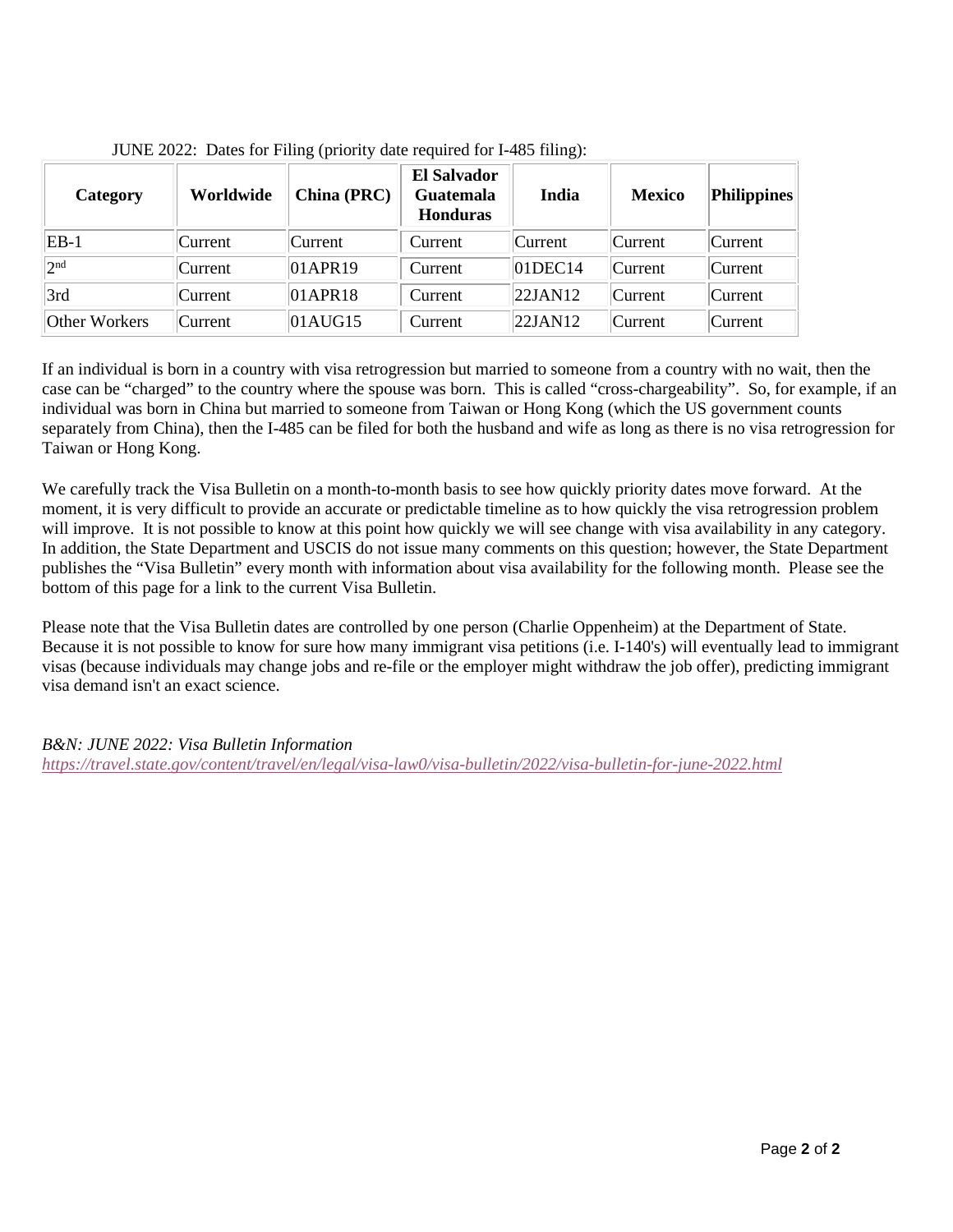JUNE 2022: Dates for Filing (priority date required for I-485 filing):

| Category | Worldwide | China (PRC) | El Salvador Guatemala Honduras | India | Mexico | Philippines |
|---|---|---|---|---|---|---|
| EB-1 | Current | Current | Current | Current | Current | Current |
| 2nd | Current | 01APR19 | Current | 01DEC14 | Current | Current |
| 3rd | Current | 01APR18 | Current | 22JAN12 | Current | Current |
| Other Workers | Current | 01AUG15 | Current | 22JAN12 | Current | Current |

If an individual is born in a country with visa retrogression but married to someone from a country with no wait, then the case can be "charged" to the country where the spouse was born. This is called "cross-chargeability". So, for example, if an individual was born in China but married to someone from Taiwan or Hong Kong (which the US government counts separately from China), then the I-485 can be filed for both the husband and wife as long as there is no visa retrogression for Taiwan or Hong Kong.

We carefully track the Visa Bulletin on a month-to-month basis to see how quickly priority dates move forward. At the moment, it is very difficult to provide an accurate or predictable timeline as to how quickly the visa retrogression problem will improve. It is not possible to know at this point how quickly we will see change with visa availability in any category. In addition, the State Department and USCIS do not issue many comments on this question; however, the State Department publishes the "Visa Bulletin" every month with information about visa availability for the following month. Please see the bottom of this page for a link to the current Visa Bulletin.

Please note that the Visa Bulletin dates are controlled by one person (Charlie Oppenheim) at the Department of State. Because it is not possible to know for sure how many immigrant visa petitions (i.e. I-140's) will eventually lead to immigrant visas (because individuals may change jobs and re-file or the employer might withdraw the job offer), predicting immigrant visa demand isn't an exact science.

*B&N: JUNE 2022: Visa Bulletin Information*
*https://travel.state.gov/content/travel/en/legal/visa-law0/visa-bulletin/2022/visa-bulletin-for-june-2022.html*